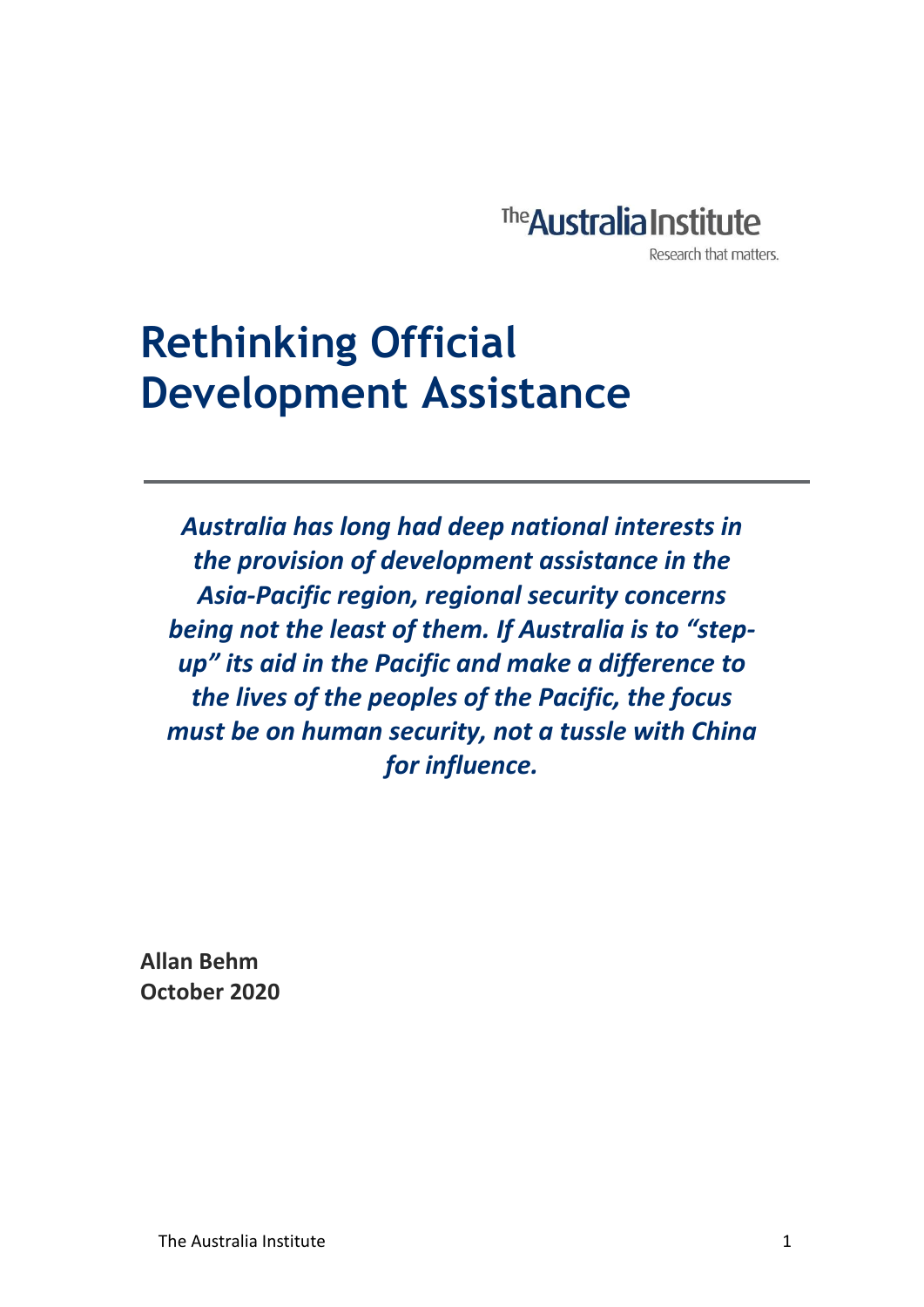The Australia Institute

Research that matters.

# Rethinking Official Development Assistance

***Australia has long had deep national interests in the provision of development assistance in the Asia-Pacific region, regional security concerns being not the least of them. If Australia is to "step-up" its aid in the Pacific and make a difference to the lives of the peoples of the Pacific, the focus must be on human security, not a tussle with China for influence.***

**Allan Behm**
**October 2020**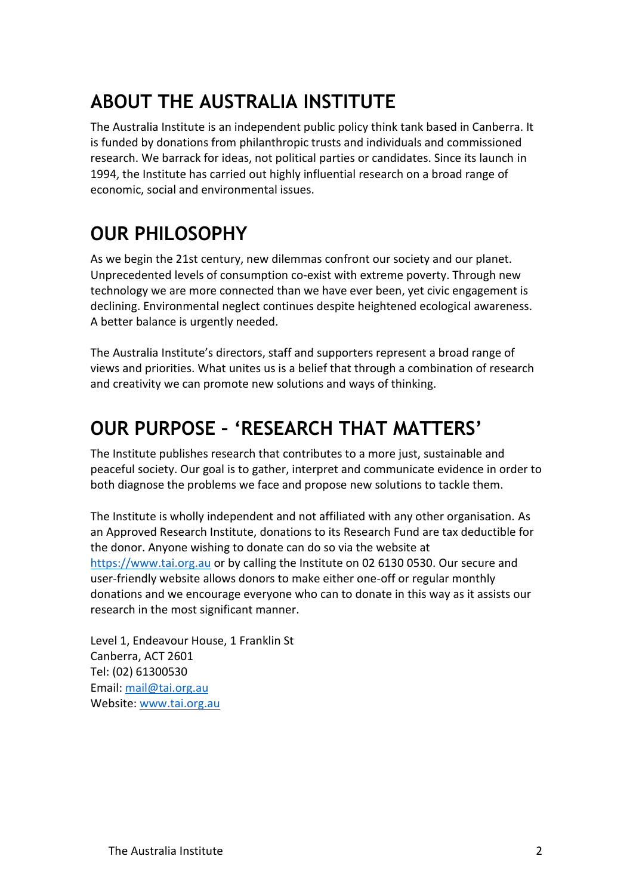## ABOUT THE AUSTRALIA INSTITUTE

The Australia Institute is an independent public policy think tank based in Canberra. It is funded by donations from philanthropic trusts and individuals and commissioned research. We barrack for ideas, not political parties or candidates. Since its launch in 1994, the Institute has carried out highly influential research on a broad range of economic, social and environmental issues.

## OUR PHILOSOPHY

As we begin the 21st century, new dilemmas confront our society and our planet. Unprecedented levels of consumption co-exist with extreme poverty. Through new technology we are more connected than we have ever been, yet civic engagement is declining. Environmental neglect continues despite heightened ecological awareness. A better balance is urgently needed.

The Australia Institute's directors, staff and supporters represent a broad range of views and priorities. What unites us is a belief that through a combination of research and creativity we can promote new solutions and ways of thinking.

## OUR PURPOSE – 'RESEARCH THAT MATTERS'

The Institute publishes research that contributes to a more just, sustainable and peaceful society. Our goal is to gather, interpret and communicate evidence in order to both diagnose the problems we face and propose new solutions to tackle them.

The Institute is wholly independent and not affiliated with any other organisation. As an Approved Research Institute, donations to its Research Fund are tax deductible for the donor. Anyone wishing to donate can do so via the website at https://www.tai.org.au or by calling the Institute on 02 6130 0530. Our secure and user-friendly website allows donors to make either one-off or regular monthly donations and we encourage everyone who can to donate in this way as it assists our research in the most significant manner.

Level 1, Endeavour House, 1 Franklin St
Canberra, ACT 2601
Tel: (02) 61300530
Email: mail@tai.org.au
Website: www.tai.org.au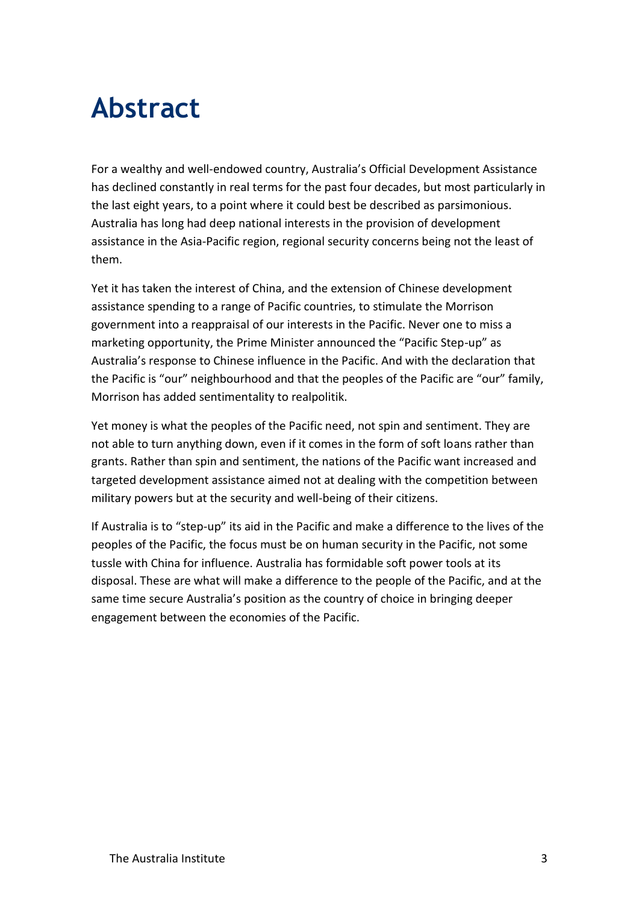# Abstract

For a wealthy and well-endowed country, Australia's Official Development Assistance has declined constantly in real terms for the past four decades, but most particularly in the last eight years, to a point where it could best be described as parsimonious. Australia has long had deep national interests in the provision of development assistance in the Asia-Pacific region, regional security concerns being not the least of them.

Yet it has taken the interest of China, and the extension of Chinese development assistance spending to a range of Pacific countries, to stimulate the Morrison government into a reappraisal of our interests in the Pacific. Never one to miss a marketing opportunity, the Prime Minister announced the "Pacific Step-up" as Australia's response to Chinese influence in the Pacific. And with the declaration that the Pacific is "our" neighbourhood and that the peoples of the Pacific are "our" family, Morrison has added sentimentality to realpolitik.

Yet money is what the peoples of the Pacific need, not spin and sentiment. They are not able to turn anything down, even if it comes in the form of soft loans rather than grants. Rather than spin and sentiment, the nations of the Pacific want increased and targeted development assistance aimed not at dealing with the competition between military powers but at the security and well-being of their citizens.

If Australia is to "step-up" its aid in the Pacific and make a difference to the lives of the peoples of the Pacific, the focus must be on human security in the Pacific, not some tussle with China for influence. Australia has formidable soft power tools at its disposal. These are what will make a difference to the people of the Pacific, and at the same time secure Australia's position as the country of choice in bringing deeper engagement between the economies of the Pacific.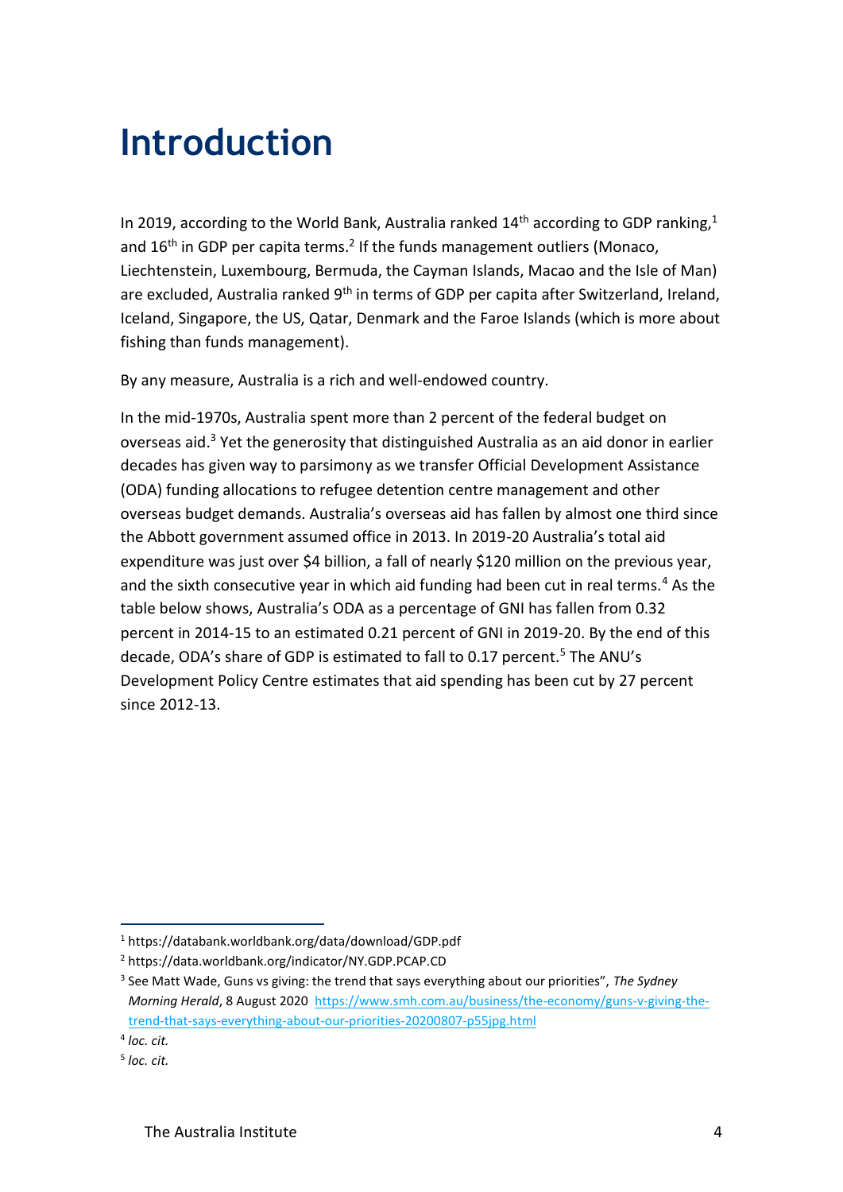# Introduction

In 2019, according to the World Bank, Australia ranked 14th according to GDP ranking,[1] and 16th in GDP per capita terms.[2] If the funds management outliers (Monaco, Liechtenstein, Luxembourg, Bermuda, the Cayman Islands, Macao and the Isle of Man) are excluded, Australia ranked 9th in terms of GDP per capita after Switzerland, Ireland, Iceland, Singapore, the US, Qatar, Denmark and the Faroe Islands (which is more about fishing than funds management).

By any measure, Australia is a rich and well-endowed country.

In the mid-1970s, Australia spent more than 2 percent of the federal budget on overseas aid.[3] Yet the generosity that distinguished Australia as an aid donor in earlier decades has given way to parsimony as we transfer Official Development Assistance (ODA) funding allocations to refugee detention centre management and other overseas budget demands. Australia's overseas aid has fallen by almost one third since the Abbott government assumed office in 2013. In 2019-20 Australia's total aid expenditure was just over $4 billion, a fall of nearly $120 million on the previous year, and the sixth consecutive year in which aid funding had been cut in real terms.[4] As the table below shows, Australia's ODA as a percentage of GNI has fallen from 0.32 percent in 2014-15 to an estimated 0.21 percent of GNI in 2019-20. By the end of this decade, ODA's share of GDP is estimated to fall to 0.17 percent.[5] The ANU's Development Policy Centre estimates that aid spending has been cut by 27 percent since 2012-13.

---

[1] https://databank.worldbank.org/data/download/GDP.pdf

[2] https://data.worldbank.org/indicator/NY.GDP.PCAP.CD

[3] See Matt Wade, Guns vs giving: the trend that says everything about our priorities", *The Sydney Morning Herald*, 8 August 2020 https://www.smh.com.au/business/the-economy/guns-v-giving-the-trend-that-says-everything-about-our-priorities-20200807-p55jpg.html

[4] *loc. cit.*

[5] *loc. cit.*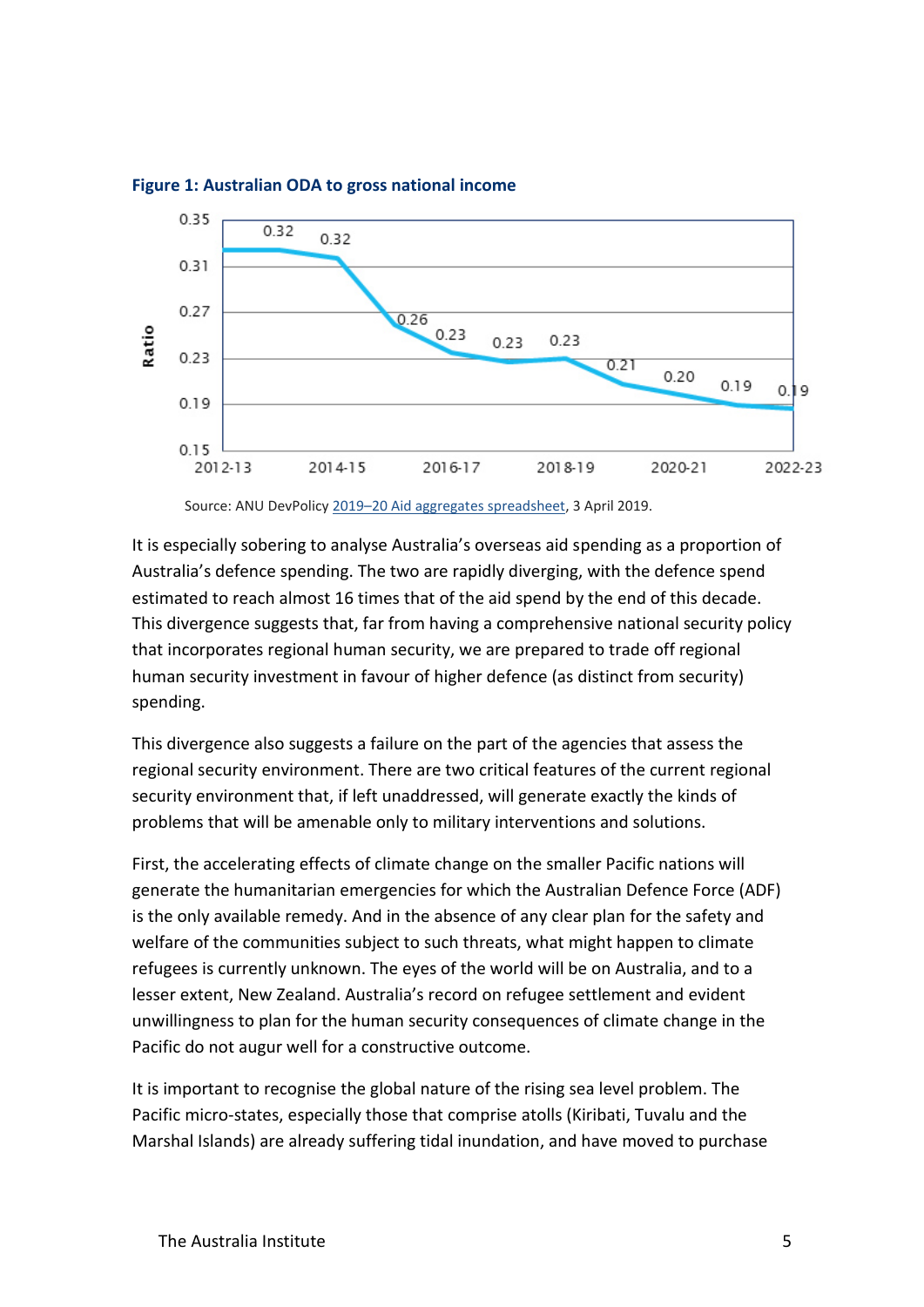**Figure 1: Australian ODA to gross national income**

Source: ANU DevPolicy 2019–20 Aid aggregates spreadsheet, 3 April 2019.

It is especially sobering to analyse Australia's overseas aid spending as a proportion of Australia's defence spending. The two are rapidly diverging, with the defence spend estimated to reach almost 16 times that of the aid spend by the end of this decade. This divergence suggests that, far from having a comprehensive national security policy that incorporates regional human security, we are prepared to trade off regional human security investment in favour of higher defence (as distinct from security) spending.

This divergence also suggests a failure on the part of the agencies that assess the regional security environment. There are two critical features of the current regional security environment that, if left unaddressed, will generate exactly the kinds of problems that will be amenable only to military interventions and solutions.

First, the accelerating effects of climate change on the smaller Pacific nations will generate the humanitarian emergencies for which the Australian Defence Force (ADF) is the only available remedy. And in the absence of any clear plan for the safety and welfare of the communities subject to such threats, what might happen to climate refugees is currently unknown. The eyes of the world will be on Australia, and to a lesser extent, New Zealand. Australia's record on refugee settlement and evident unwillingness to plan for the human security consequences of climate change in the Pacific do not augur well for a constructive outcome.

It is important to recognise the global nature of the rising sea level problem. The Pacific micro-states, especially those that comprise atolls (Kiribati, Tuvalu and the Marshal Islands) are already suffering tidal inundation, and have moved to purchase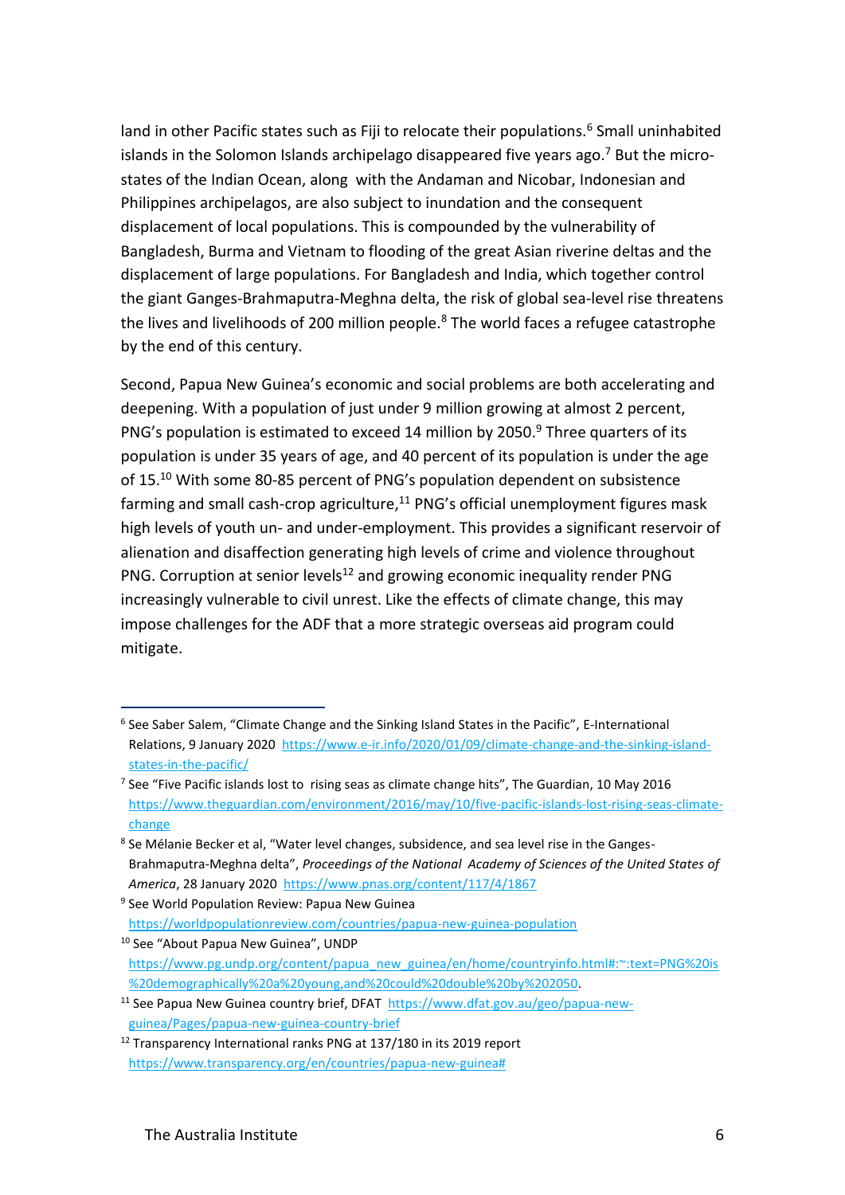land in other Pacific states such as Fiji to relocate their populations.[6] Small uninhabited islands in the Solomon Islands archipelago disappeared five years ago.[7] But the micro-states of the Indian Ocean, along with the Andaman and Nicobar, Indonesian and Philippines archipelagos, are also subject to inundation and the consequent displacement of local populations. This is compounded by the vulnerability of Bangladesh, Burma and Vietnam to flooding of the great Asian riverine deltas and the displacement of large populations. For Bangladesh and India, which together control the giant Ganges-Brahmaputra-Meghna delta, the risk of global sea-level rise threatens the lives and livelihoods of 200 million people.[8] The world faces a refugee catastrophe by the end of this century.

Second, Papua New Guinea's economic and social problems are both accelerating and deepening. With a population of just under 9 million growing at almost 2 percent, PNG's population is estimated to exceed 14 million by 2050.[9] Three quarters of its population is under 35 years of age, and 40 percent of its population is under the age of 15.[10] With some 80-85 percent of PNG's population dependent on subsistence farming and small cash-crop agriculture,[11] PNG's official unemployment figures mask high levels of youth un- and under-employment. This provides a significant reservoir of alienation and disaffection generating high levels of crime and violence throughout PNG. Corruption at senior levels[12] and growing economic inequality render PNG increasingly vulnerable to civil unrest. Like the effects of climate change, this may impose challenges for the ADF that a more strategic overseas aid program could mitigate.

---

[6] See Saber Salem, "Climate Change and the Sinking Island States in the Pacific", E-International Relations, 9 January 2020 https://www.e-ir.info/2020/01/09/climate-change-and-the-sinking-island-states-in-the-pacific/

[7] See "Five Pacific islands lost to rising seas as climate change hits", The Guardian, 10 May 2016 https://www.theguardian.com/environment/2016/may/10/five-pacific-islands-lost-rising-seas-climate-change

[8] Se Mélanie Becker et al, "Water level changes, subsidence, and sea level rise in the Ganges-Brahmaputra-Meghna delta", *Proceedings of the National Academy of Sciences of the United States of America*, 28 January 2020 https://www.pnas.org/content/117/4/1867

[9] See World Population Review: Papua New Guinea https://worldpopulationreview.com/countries/papua-new-guinea-population

[10] See "About Papua New Guinea", UNDP https://www.pg.undp.org/content/papua_new_guinea/en/home/countryinfo.html#:~:text=PNG%20is%20demographically%20a%20young,and%20could%20double%20by%202050.

[11] See Papua New Guinea country brief, DFAT https://www.dfat.gov.au/geo/papua-new-guinea/Pages/papua-new-guinea-country-brief

[12] Transparency International ranks PNG at 137/180 in its 2019 report https://www.transparency.org/en/countries/papua-new-guinea#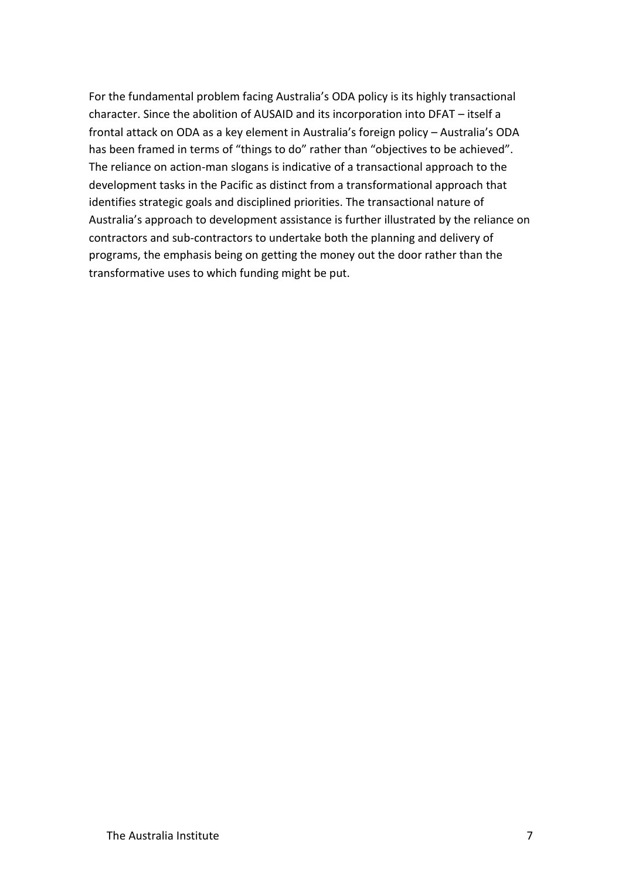For the fundamental problem facing Australia's ODA policy is its highly transactional character. Since the abolition of AUSAID and its incorporation into DFAT – itself a frontal attack on ODA as a key element in Australia's foreign policy – Australia's ODA has been framed in terms of "things to do" rather than "objectives to be achieved". The reliance on action-man slogans is indicative of a transactional approach to the development tasks in the Pacific as distinct from a transformational approach that identifies strategic goals and disciplined priorities. The transactional nature of Australia's approach to development assistance is further illustrated by the reliance on contractors and sub-contractors to undertake both the planning and delivery of programs, the emphasis being on getting the money out the door rather than the transformative uses to which funding might be put.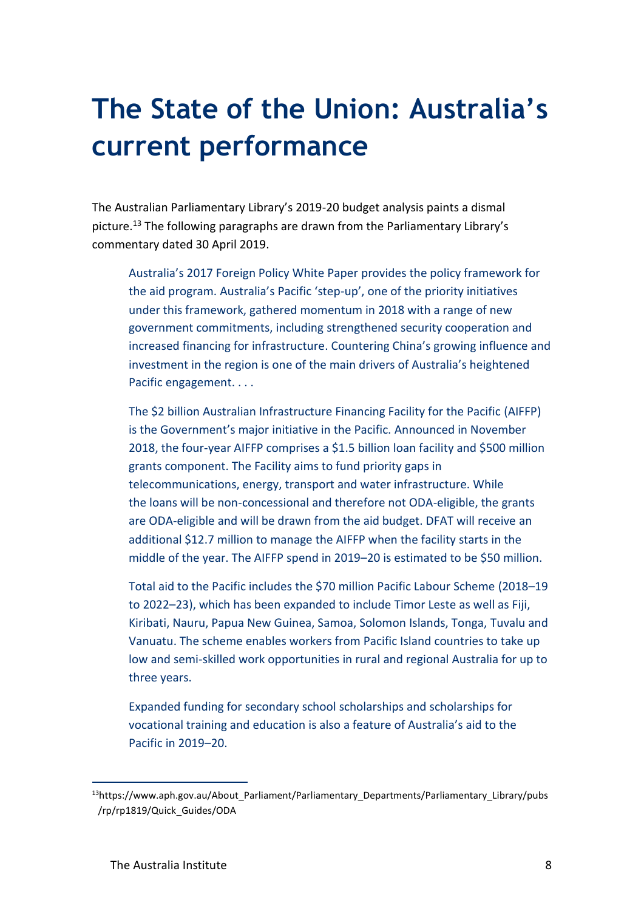# The State of the Union: Australia's current performance

The Australian Parliamentary Library's 2019-20 budget analysis paints a dismal picture.[13] The following paragraphs are drawn from the Parliamentary Library's commentary dated 30 April 2019.

> Australia's 2017 Foreign Policy White Paper provides the policy framework for the aid program. Australia's Pacific 'step-up', one of the priority initiatives under this framework, gathered momentum in 2018 with a range of new government commitments, including strengthened security cooperation and increased financing for infrastructure. Countering China's growing influence and investment in the region is one of the main drivers of Australia's heightened Pacific engagement. . . .
>
> The $2 billion Australian Infrastructure Financing Facility for the Pacific (AIFFP) is the Government's major initiative in the Pacific. Announced in November 2018, the four-year AIFFP comprises a $1.5 billion loan facility and $500 million grants component. The Facility aims to fund priority gaps in telecommunications, energy, transport and water infrastructure. While the loans will be non-concessional and therefore not ODA-eligible, the grants are ODA-eligible and will be drawn from the aid budget. DFAT will receive an additional $12.7 million to manage the AIFFP when the facility starts in the middle of the year. The AIFFP spend in 2019–20 is estimated to be $50 million.
>
> Total aid to the Pacific includes the $70 million Pacific Labour Scheme (2018–19 to 2022–23), which has been expanded to include Timor Leste as well as Fiji, Kiribati, Nauru, Papua New Guinea, Samoa, Solomon Islands, Tonga, Tuvalu and Vanuatu. The scheme enables workers from Pacific Island countries to take up low and semi-skilled work opportunities in rural and regional Australia for up to three years.
>
> Expanded funding for secondary school scholarships and scholarships for vocational training and education is also a feature of Australia's aid to the Pacific in 2019–20.

[13] https://www.aph.gov.au/About_Parliament/Parliamentary_Departments/Parliamentary_Library/pubs/rp/rp1819/Quick_Guides/ODA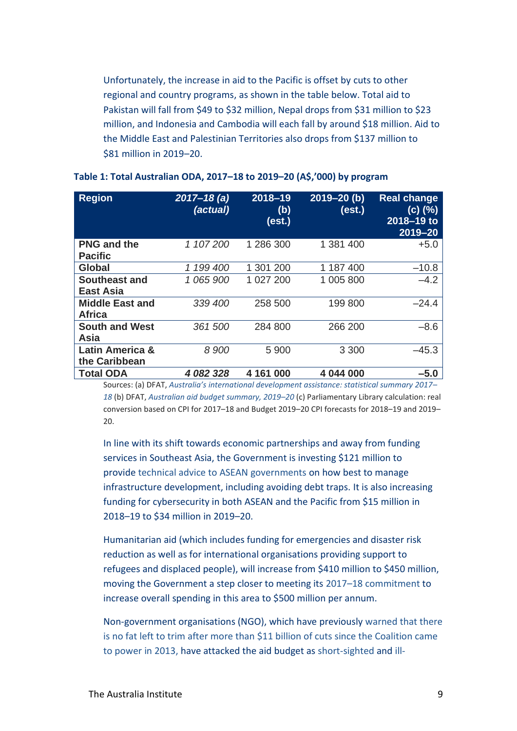Unfortunately, the increase in aid to the Pacific is offset by cuts to other regional and country programs, as shown in the table below. Total aid to Pakistan will fall from $49 to $32 million, Nepal drops from $31 million to $23 million, and Indonesia and Cambodia will each fall by around $18 million. Aid to the Middle East and Palestinian Territories also drops from $137 million to $81 million in 2019–20.

**Table 1: Total Australian ODA, 2017–18 to 2019–20 (A$,'000) by program**

| Region | *2017–18 (a) (actual)* | 2018–19 (b) (est.) | 2019–20 (b) (est.) | Real change (c) (%) 2018–19 to 2019–20 |
|---|---|---|---|---|
| **PNG and the Pacific** | *1 107 200* | 1 286 300 | 1 381 400 | +5.0 |
| **Global** | *1 199 400* | 1 301 200 | 1 187 400 | –10.8 |
| **Southeast and East Asia** | *1 065 900* | 1 027 200 | 1 005 800 | –4.2 |
| **Middle East and Africa** | *339 400* | 258 500 | 199 800 | –24.4 |
| **South and West Asia** | *361 500* | 284 800 | 266 200 | –8.6 |
| **Latin America & the Caribbean** | *8 900* | 5 900 | 3 300 | –45.3 |
| **Total ODA** | ***4 082 328*** | **4 161 000** | **4 044 000** | **–5.0** |

Sources: (a) DFAT, *Australia's international development assistance: statistical summary 2017–18* (b) DFAT, *Australian aid budget summary, 2019–20* (c) Parliamentary Library calculation: real conversion based on CPI for 2017–18 and Budget 2019–20 CPI forecasts for 2018–19 and 2019–20.

In line with its shift towards economic partnerships and away from funding services in Southeast Asia, the Government is investing $121 million to provide technical advice to ASEAN governments on how best to manage infrastructure development, including avoiding debt traps. It is also increasing funding for cybersecurity in both ASEAN and the Pacific from $15 million in 2018–19 to $34 million in 2019–20.

Humanitarian aid (which includes funding for emergencies and disaster risk reduction as well as for international organisations providing support to refugees and displaced people), will increase from $410 million to $450 million, moving the Government a step closer to meeting its 2017–18 commitment to increase overall spending in this area to $500 million per annum.

Non-government organisations (NGO), which have previously warned that there is no fat left to trim after more than $11 billion of cuts since the Coalition came to power in 2013, have attacked the aid budget as short-sighted and ill-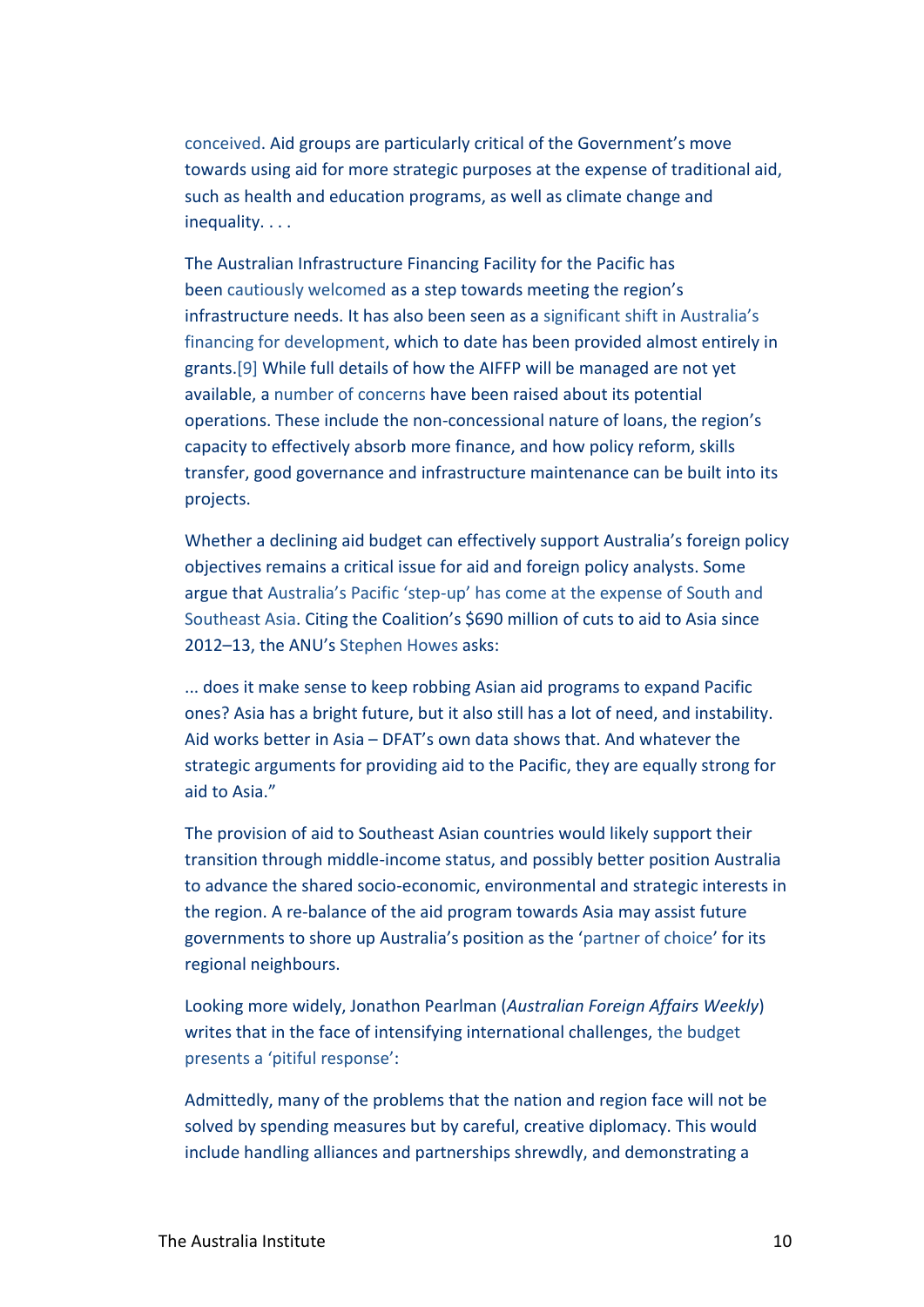conceived. Aid groups are particularly critical of the Government's move towards using aid for more strategic purposes at the expense of traditional aid, such as health and education programs, as well as climate change and inequality. . . .

The Australian Infrastructure Financing Facility for the Pacific has been cautiously welcomed as a step towards meeting the region's infrastructure needs. It has also been seen as a significant shift in Australia's financing for development, which to date has been provided almost entirely in grants.[9] While full details of how the AIFFP will be managed are not yet available, a number of concerns have been raised about its potential operations. These include the non-concessional nature of loans, the region's capacity to effectively absorb more finance, and how policy reform, skills transfer, good governance and infrastructure maintenance can be built into its projects.

Whether a declining aid budget can effectively support Australia's foreign policy objectives remains a critical issue for aid and foreign policy analysts. Some argue that Australia's Pacific 'step-up' has come at the expense of South and Southeast Asia. Citing the Coalition's $690 million of cuts to aid to Asia since 2012–13, the ANU's Stephen Howes asks:

... does it make sense to keep robbing Asian aid programs to expand Pacific ones? Asia has a bright future, but it also still has a lot of need, and instability. Aid works better in Asia – DFAT's own data shows that. And whatever the strategic arguments for providing aid to the Pacific, they are equally strong for aid to Asia."

The provision of aid to Southeast Asian countries would likely support their transition through middle-income status, and possibly better position Australia to advance the shared socio-economic, environmental and strategic interests in the region. A re-balance of the aid program towards Asia may assist future governments to shore up Australia's position as the 'partner of choice' for its regional neighbours.

Looking more widely, Jonathon Pearlman (*Australian Foreign Affairs Weekly*) writes that in the face of intensifying international challenges, the budget presents a 'pitiful response':

Admittedly, many of the problems that the nation and region face will not be solved by spending measures but by careful, creative diplomacy. This would include handling alliances and partnerships shrewdly, and demonstrating a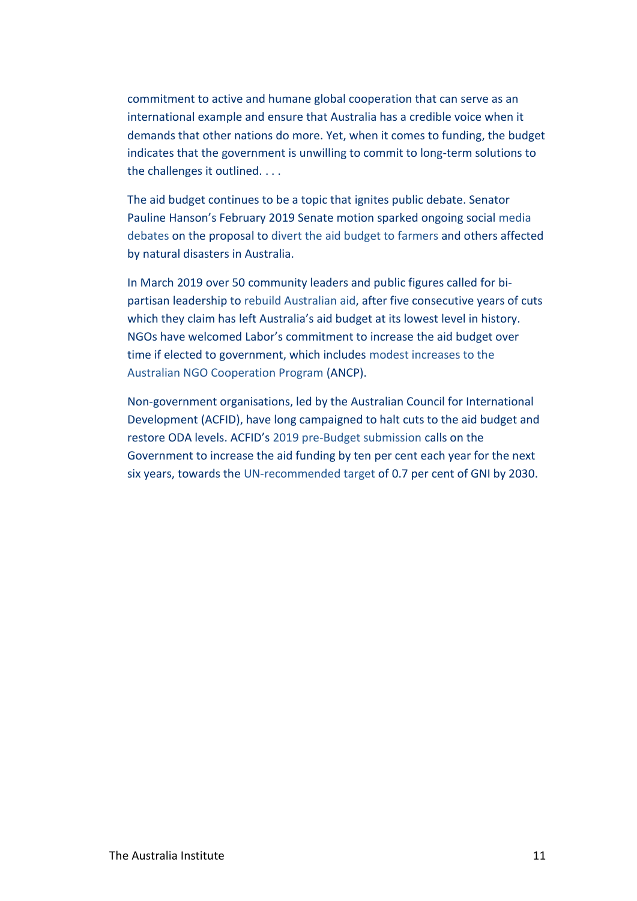commitment to active and humane global cooperation that can serve as an international example and ensure that Australia has a credible voice when it demands that other nations do more. Yet, when it comes to funding, the budget indicates that the government is unwilling to commit to long-term solutions to the challenges it outlined. . . .

The aid budget continues to be a topic that ignites public debate. Senator Pauline Hanson's February 2019 Senate motion sparked ongoing social media debates on the proposal to divert the aid budget to farmers and others affected by natural disasters in Australia.

In March 2019 over 50 community leaders and public figures called for bi-partisan leadership to rebuild Australian aid, after five consecutive years of cuts which they claim has left Australia's aid budget at its lowest level in history. NGOs have welcomed Labor's commitment to increase the aid budget over time if elected to government, which includes modest increases to the Australian NGO Cooperation Program (ANCP).

Non-government organisations, led by the Australian Council for International Development (ACFID), have long campaigned to halt cuts to the aid budget and restore ODA levels. ACFID's 2019 pre-Budget submission calls on the Government to increase the aid funding by ten per cent each year for the next six years, towards the UN-recommended target of 0.7 per cent of GNI by 2030.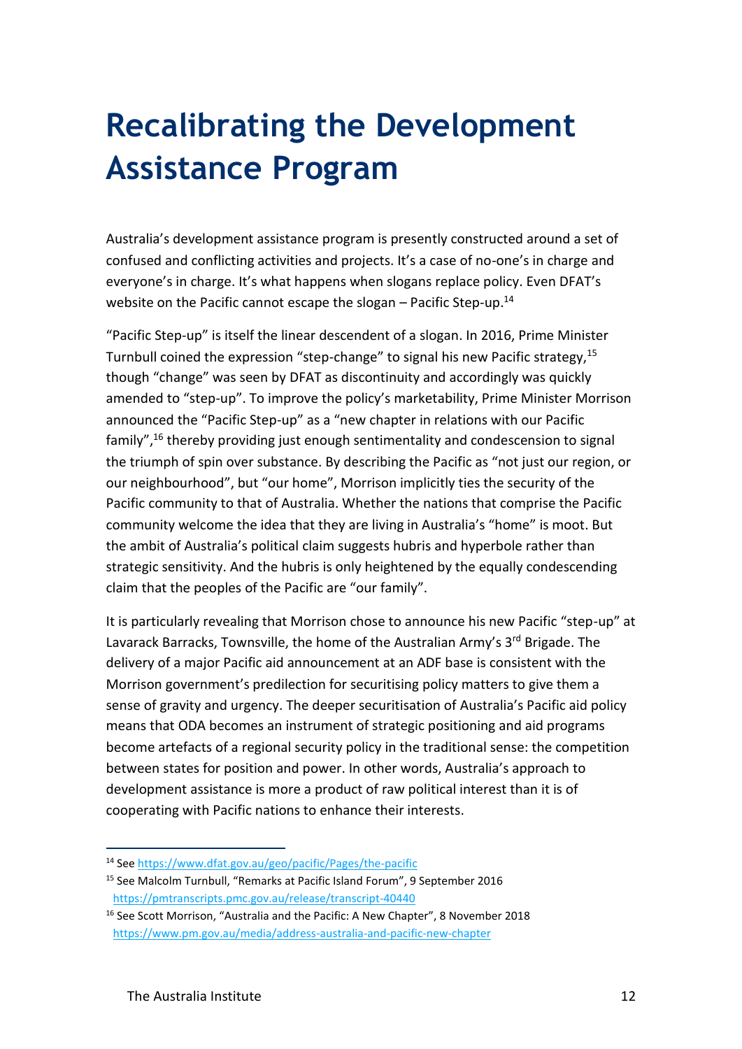# Recalibrating the Development Assistance Program

Australia's development assistance program is presently constructed around a set of confused and conflicting activities and projects. It's a case of no-one's in charge and everyone's in charge. It's what happens when slogans replace policy. Even DFAT's website on the Pacific cannot escape the slogan – Pacific Step-up.[14]

"Pacific Step-up" is itself the linear descendent of a slogan. In 2016, Prime Minister Turnbull coined the expression "step-change" to signal his new Pacific strategy,[15] though "change" was seen by DFAT as discontinuity and accordingly was quickly amended to "step-up". To improve the policy's marketability, Prime Minister Morrison announced the "Pacific Step-up" as a "new chapter in relations with our Pacific family",[16] thereby providing just enough sentimentality and condescension to signal the triumph of spin over substance. By describing the Pacific as "not just our region, or our neighbourhood", but "our home", Morrison implicitly ties the security of the Pacific community to that of Australia. Whether the nations that comprise the Pacific community welcome the idea that they are living in Australia's "home" is moot. But the ambit of Australia's political claim suggests hubris and hyperbole rather than strategic sensitivity. And the hubris is only heightened by the equally condescending claim that the peoples of the Pacific are "our family".

It is particularly revealing that Morrison chose to announce his new Pacific "step-up" at Lavarack Barracks, Townsville, the home of the Australian Army's 3rd Brigade. The delivery of a major Pacific aid announcement at an ADF base is consistent with the Morrison government's predilection for securitising policy matters to give them a sense of gravity and urgency. The deeper securitisation of Australia's Pacific aid policy means that ODA becomes an instrument of strategic positioning and aid programs become artefacts of a regional security policy in the traditional sense: the competition between states for position and power. In other words, Australia's approach to development assistance is more a product of raw political interest than it is of cooperating with Pacific nations to enhance their interests.

---

[14] See https://www.dfat.gov.au/geo/pacific/Pages/the-pacific

[15] See Malcolm Turnbull, "Remarks at Pacific Island Forum", 9 September 2016 https://pmtranscripts.pmc.gov.au/release/transcript-40440

[16] See Scott Morrison, "Australia and the Pacific: A New Chapter", 8 November 2018 https://www.pm.gov.au/media/address-australia-and-pacific-new-chapter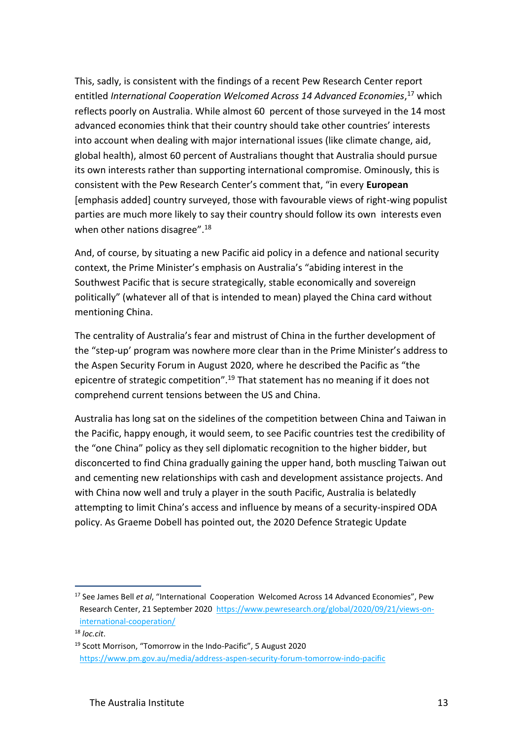This, sadly, is consistent with the findings of a recent Pew Research Center report entitled *International Cooperation Welcomed Across 14 Advanced Economies*,[17] which reflects poorly on Australia. While almost 60 percent of those surveyed in the 14 most advanced economies think that their country should take other countries' interests into account when dealing with major international issues (like climate change, aid, global health), almost 60 percent of Australians thought that Australia should pursue its own interests rather than supporting international compromise. Ominously, this is consistent with the Pew Research Center's comment that, "in every **European** [emphasis added] country surveyed, those with favourable views of right-wing populist parties are much more likely to say their country should follow its own interests even when other nations disagree".[18]

And, of course, by situating a new Pacific aid policy in a defence and national security context, the Prime Minister's emphasis on Australia's "abiding interest in the Southwest Pacific that is secure strategically, stable economically and sovereign politically" (whatever all of that is intended to mean) played the China card without mentioning China.

The centrality of Australia's fear and mistrust of China in the further development of the "step-up' program was nowhere more clear than in the Prime Minister's address to the Aspen Security Forum in August 2020, where he described the Pacific as "the epicentre of strategic competition".[19] That statement has no meaning if it does not comprehend current tensions between the US and China.

Australia has long sat on the sidelines of the competition between China and Taiwan in the Pacific, happy enough, it would seem, to see Pacific countries test the credibility of the "one China" policy as they sell diplomatic recognition to the higher bidder, but disconcerted to find China gradually gaining the upper hand, both muscling Taiwan out and cementing new relationships with cash and development assistance projects. And with China now well and truly a player in the south Pacific, Australia is belatedly attempting to limit China's access and influence by means of a security-inspired ODA policy. As Graeme Dobell has pointed out, the 2020 Defence Strategic Update

---

[17] See James Bell *et al*, "International Cooperation Welcomed Across 14 Advanced Economies", Pew Research Center, 21 September 2020 https://www.pewresearch.org/global/2020/09/21/views-on-international-cooperation/

[18] *loc.cit*.

[19] Scott Morrison, "Tomorrow in the Indo-Pacific", 5 August 2020 https://www.pm.gov.au/media/address-aspen-security-forum-tomorrow-indo-pacific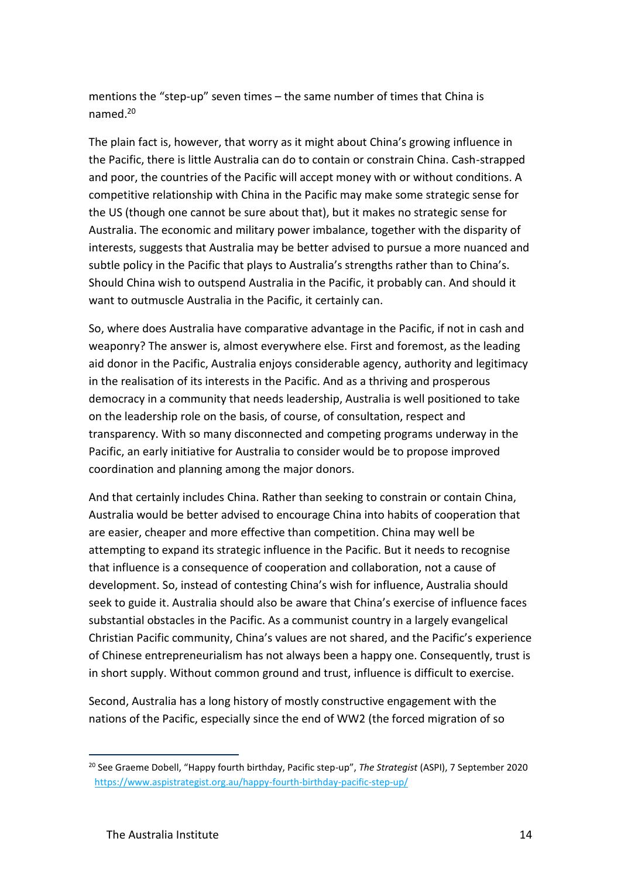mentions the "step-up" seven times – the same number of times that China is named.[20]

The plain fact is, however, that worry as it might about China's growing influence in the Pacific, there is little Australia can do to contain or constrain China. Cash-strapped and poor, the countries of the Pacific will accept money with or without conditions. A competitive relationship with China in the Pacific may make some strategic sense for the US (though one cannot be sure about that), but it makes no strategic sense for Australia. The economic and military power imbalance, together with the disparity of interests, suggests that Australia may be better advised to pursue a more nuanced and subtle policy in the Pacific that plays to Australia's strengths rather than to China's. Should China wish to outspend Australia in the Pacific, it probably can. And should it want to outmuscle Australia in the Pacific, it certainly can.

So, where does Australia have comparative advantage in the Pacific, if not in cash and weaponry? The answer is, almost everywhere else. First and foremost, as the leading aid donor in the Pacific, Australia enjoys considerable agency, authority and legitimacy in the realisation of its interests in the Pacific. And as a thriving and prosperous democracy in a community that needs leadership, Australia is well positioned to take on the leadership role on the basis, of course, of consultation, respect and transparency. With so many disconnected and competing programs underway in the Pacific, an early initiative for Australia to consider would be to propose improved coordination and planning among the major donors.

And that certainly includes China. Rather than seeking to constrain or contain China, Australia would be better advised to encourage China into habits of cooperation that are easier, cheaper and more effective than competition. China may well be attempting to expand its strategic influence in the Pacific. But it needs to recognise that influence is a consequence of cooperation and collaboration, not a cause of development. So, instead of contesting China's wish for influence, Australia should seek to guide it. Australia should also be aware that China's exercise of influence faces substantial obstacles in the Pacific. As a communist country in a largely evangelical Christian Pacific community, China's values are not shared, and the Pacific's experience of Chinese entrepreneurialism has not always been a happy one. Consequently, trust is in short supply. Without common ground and trust, influence is difficult to exercise.

Second, Australia has a long history of mostly constructive engagement with the nations of the Pacific, especially since the end of WW2 (the forced migration of so

---

[20] See Graeme Dobell, "Happy fourth birthday, Pacific step-up", *The Strategist* (ASPI), 7 September 2020 https://www.aspistrategist.org.au/happy-fourth-birthday-pacific-step-up/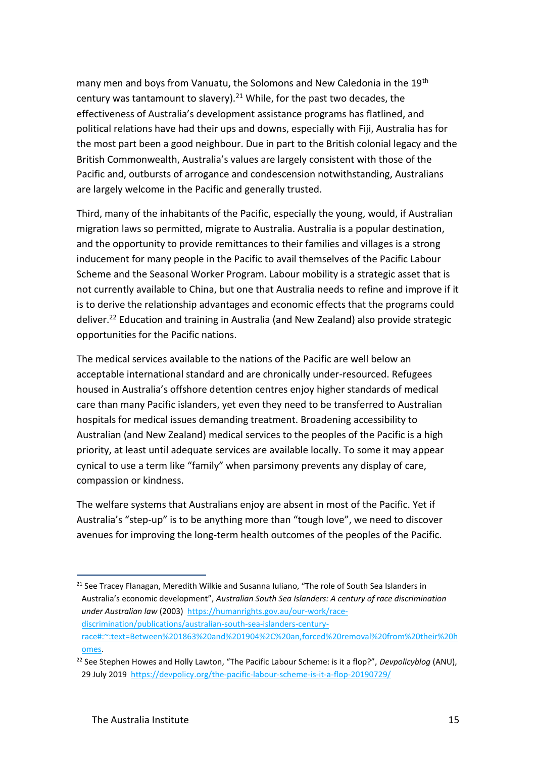many men and boys from Vanuatu, the Solomons and New Caledonia in the 19th century was tantamount to slavery).[21] While, for the past two decades, the effectiveness of Australia's development assistance programs has flatlined, and political relations have had their ups and downs, especially with Fiji, Australia has for the most part been a good neighbour. Due in part to the British colonial legacy and the British Commonwealth, Australia's values are largely consistent with those of the Pacific and, outbursts of arrogance and condescension notwithstanding, Australians are largely welcome in the Pacific and generally trusted.

Third, many of the inhabitants of the Pacific, especially the young, would, if Australian migration laws so permitted, migrate to Australia. Australia is a popular destination, and the opportunity to provide remittances to their families and villages is a strong inducement for many people in the Pacific to avail themselves of the Pacific Labour Scheme and the Seasonal Worker Program. Labour mobility is a strategic asset that is not currently available to China, but one that Australia needs to refine and improve if it is to derive the relationship advantages and economic effects that the programs could deliver.[22] Education and training in Australia (and New Zealand) also provide strategic opportunities for the Pacific nations.

The medical services available to the nations of the Pacific are well below an acceptable international standard and are chronically under-resourced. Refugees housed in Australia's offshore detention centres enjoy higher standards of medical care than many Pacific islanders, yet even they need to be transferred to Australian hospitals for medical issues demanding treatment. Broadening accessibility to Australian (and New Zealand) medical services to the peoples of the Pacific is a high priority, at least until adequate services are available locally. To some it may appear cynical to use a term like "family" when parsimony prevents any display of care, compassion or kindness.

The welfare systems that Australians enjoy are absent in most of the Pacific. Yet if Australia's "step-up" is to be anything more than "tough love", we need to discover avenues for improving the long-term health outcomes of the peoples of the Pacific.

---

[21] See Tracey Flanagan, Meredith Wilkie and Susanna Iuliano, "The role of South Sea Islanders in Australia's economic development", *Australian South Sea Islanders: A century of race discrimination under Australian law* (2003) https://humanrights.gov.au/our-work/race-discrimination/publications/australian-south-sea-islanders-century-race#:~:text=Between%201863%20and%201904%2C%20an,forced%20removal%20from%20their%20homes.

[22] See Stephen Howes and Holly Lawton, "The Pacific Labour Scheme: is it a flop?", *Devpolicyblog* (ANU), 29 July 2019 https://devpolicy.org/the-pacific-labour-scheme-is-it-a-flop-20190729/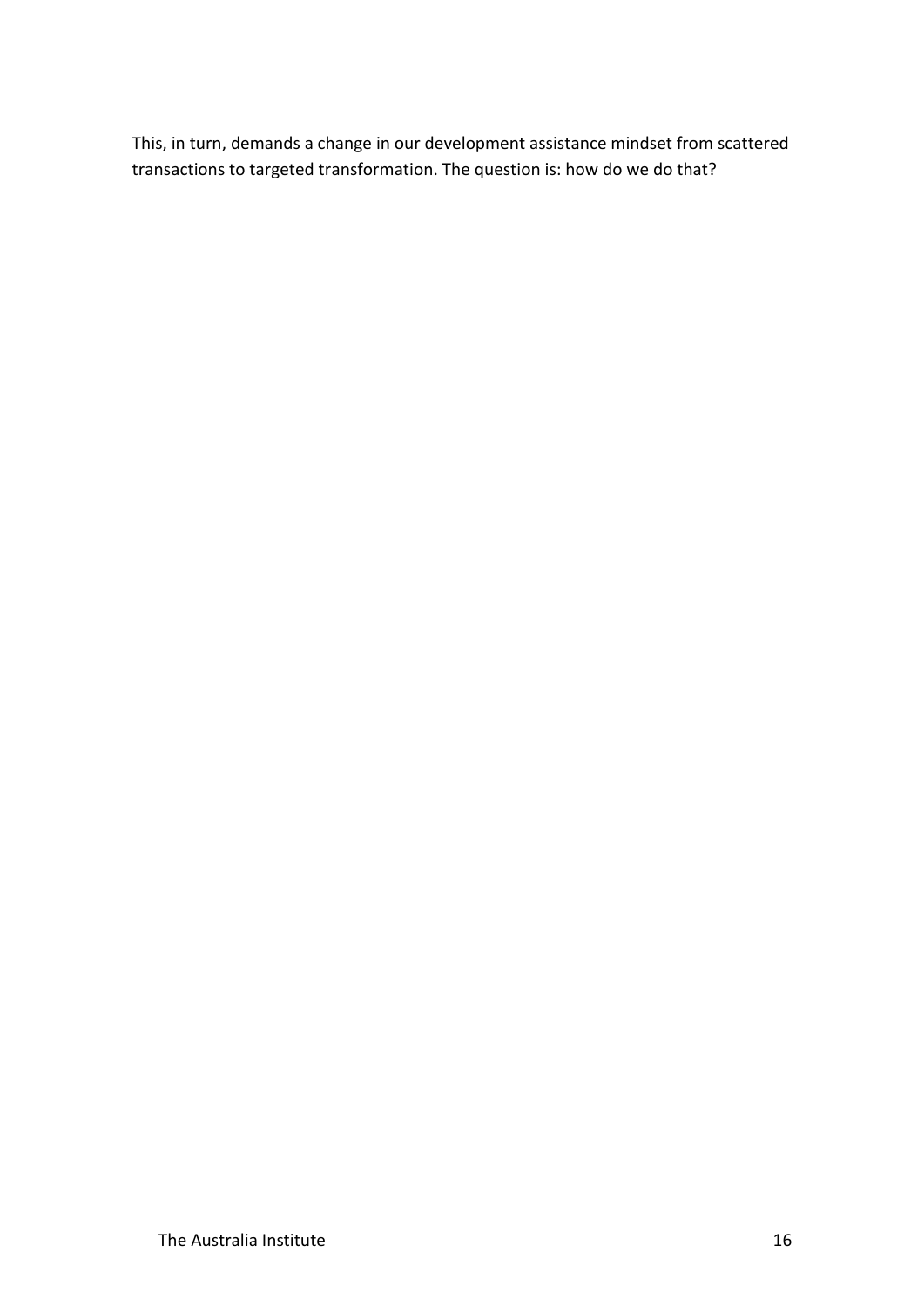This, in turn, demands a change in our development assistance mindset from scattered transactions to targeted transformation. The question is: how do we do that?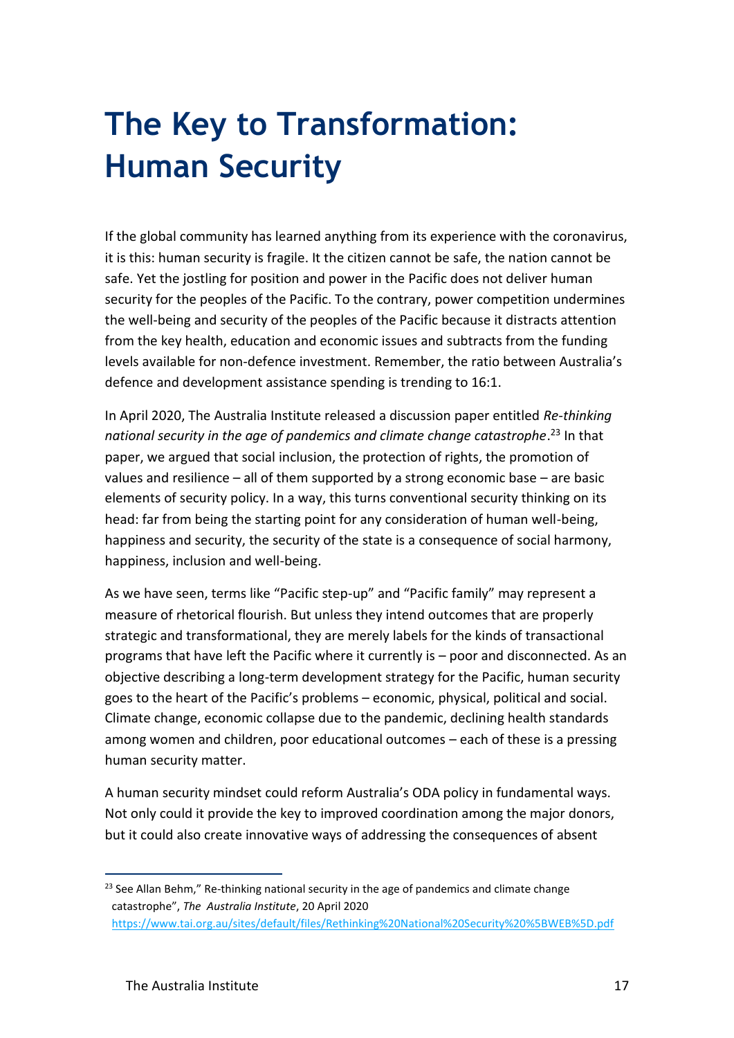# The Key to Transformation: Human Security

If the global community has learned anything from its experience with the coronavirus, it is this: human security is fragile. It the citizen cannot be safe, the nation cannot be safe. Yet the jostling for position and power in the Pacific does not deliver human security for the peoples of the Pacific. To the contrary, power competition undermines the well-being and security of the peoples of the Pacific because it distracts attention from the key health, education and economic issues and subtracts from the funding levels available for non-defence investment. Remember, the ratio between Australia's defence and development assistance spending is trending to 16:1.

In April 2020, The Australia Institute released a discussion paper entitled *Re-thinking national security in the age of pandemics and climate change catastrophe*.[23] In that paper, we argued that social inclusion, the protection of rights, the promotion of values and resilience – all of them supported by a strong economic base – are basic elements of security policy. In a way, this turns conventional security thinking on its head: far from being the starting point for any consideration of human well-being, happiness and security, the security of the state is a consequence of social harmony, happiness, inclusion and well-being.

As we have seen, terms like "Pacific step-up" and "Pacific family" may represent a measure of rhetorical flourish. But unless they intend outcomes that are properly strategic and transformational, they are merely labels for the kinds of transactional programs that have left the Pacific where it currently is – poor and disconnected. As an objective describing a long-term development strategy for the Pacific, human security goes to the heart of the Pacific's problems – economic, physical, political and social. Climate change, economic collapse due to the pandemic, declining health standards among women and children, poor educational outcomes – each of these is a pressing human security matter.

A human security mindset could reform Australia's ODA policy in fundamental ways. Not only could it provide the key to improved coordination among the major donors, but it could also create innovative ways of addressing the consequences of absent

---

[23] See Allan Behm," Re-thinking national security in the age of pandemics and climate change catastrophe", *The Australia Institute*, 20 April 2020 https://www.tai.org.au/sites/default/files/Rethinking%20National%20Security%20%5BWEB%5D.pdf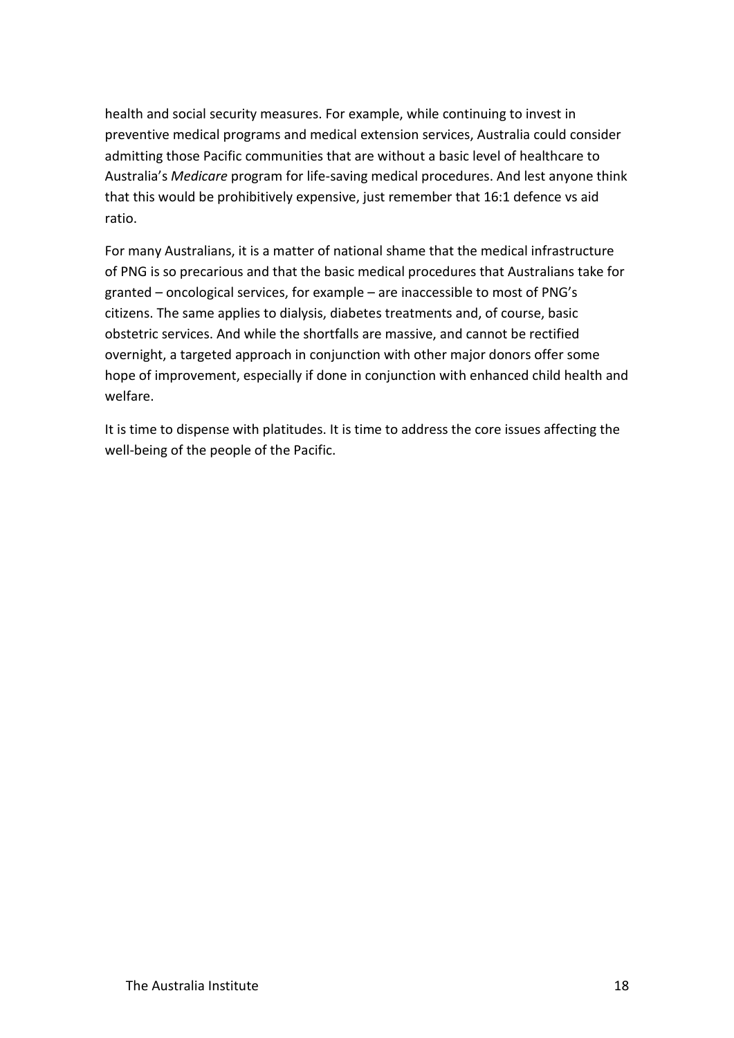health and social security measures. For example, while continuing to invest in preventive medical programs and medical extension services, Australia could consider admitting those Pacific communities that are without a basic level of healthcare to Australia's *Medicare* program for life-saving medical procedures. And lest anyone think that this would be prohibitively expensive, just remember that 16:1 defence vs aid ratio.

For many Australians, it is a matter of national shame that the medical infrastructure of PNG is so precarious and that the basic medical procedures that Australians take for granted – oncological services, for example – are inaccessible to most of PNG's citizens. The same applies to dialysis, diabetes treatments and, of course, basic obstetric services. And while the shortfalls are massive, and cannot be rectified overnight, a targeted approach in conjunction with other major donors offer some hope of improvement, especially if done in conjunction with enhanced child health and welfare.

It is time to dispense with platitudes. It is time to address the core issues affecting the well-being of the people of the Pacific.